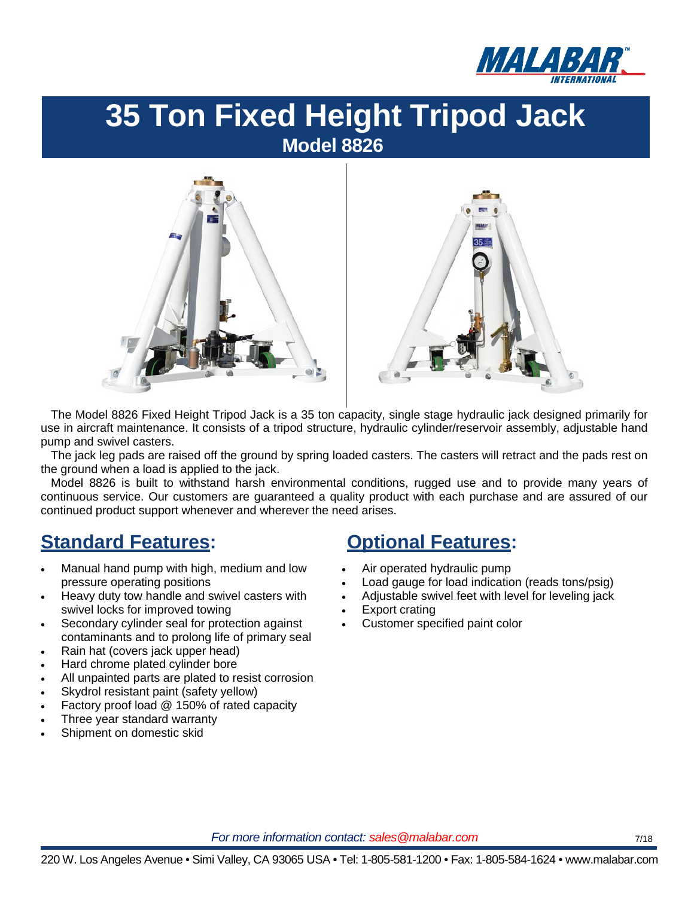MALABAR INTERNATIONAL

# 35 Ton Fixed Height Tripod Jack

## Model 8826

The Model 8826 Fixed Height Tripod Jack is a 35 ton capacity, single stage hydraulic jack designed primarily for use in aircraft maintenance. It consists of a tripod structure, hydraulic cylinder/reservoir assembly, adjustable hand pump and swivel casters.

The jack leg pads are raised off the ground by spring loaded casters. The casters will retract and the pads rest on the ground when a load is applied to the jack.

Model 8826 is built to withstand harsh environmental conditions, rugged use and to provide many years of continuous service. Our customers are guaranteed a quality product with each purchase and are assured of our continued product support whenever and wherever the need arises.

## Standard Features:

- Manual hand pump with high, medium and low pressure operating positions
- Heavy duty tow handle and swivel casters with swivel locks for improved towing
- Secondary cylinder seal for protection against contaminants and to prolong life of primary seal
- Rain hat (covers jack upper head)
- Hard chrome plated cylinder bore
- All unpainted parts are plated to resist corrosion
- Skydrol resistant paint (safety yellow)
- Factory proof load @ 150% of rated capacity
- Three year standard warranty
- Shipment on domestic skid

## Optional Features:

- Air operated hydraulic pump
- Load gauge for load indication (reads tons/psig)
- Adjustable swivel feet with level for leveling jack
- Export crating
- Customer specified paint color

*For more information contact: sales@malabar.com*

7/18

220 W. Los Angeles Avenue • Simi Valley, CA 93065 USA • Tel: 1-805-581-1200 • Fax: 1-805-584-1624 • www.malabar.com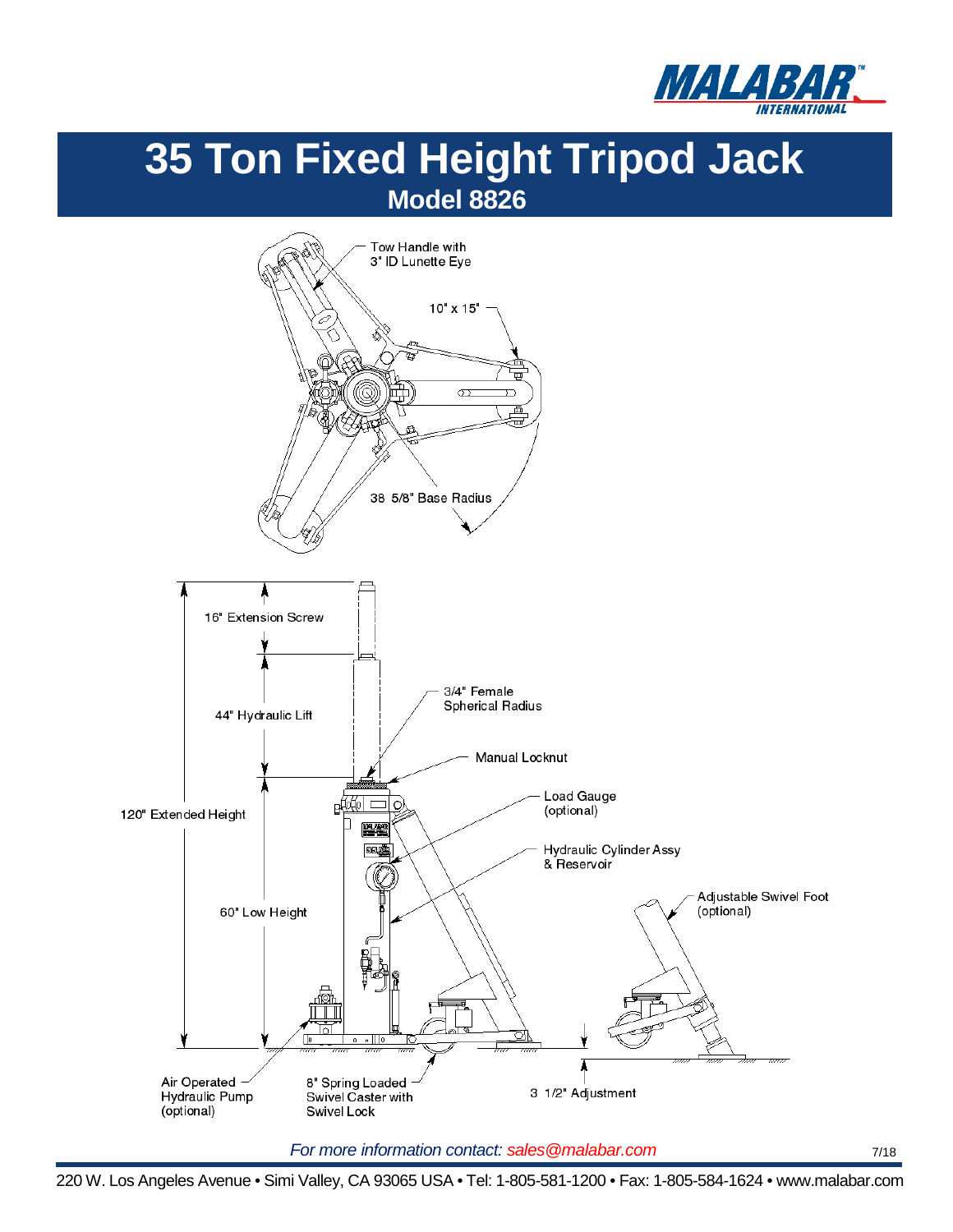# 35 Ton Fixed Height Tripod Jack

## Model 8826

Tow Handle with 3" ID Lunette Eye

10" x 15"

38 5/8" Base Radius

16" Extension Screw

44" Hydraulic Lift

120" Extended Height

60" Low Height

3/4" Female Spherical Radius

Manual Locknut

Load Gauge (optional)

Hydraulic Cylinder Assy & Reservoir

Adjustable Swivel Foot (optional)

3 1/2" Adjustment

Air Operated Hydraulic Pump (optional)

8" Spring Loaded Swivel Caster with Swivel Lock

*For more information contact: sales@malabar.com*

7/18

220 W. Los Angeles Avenue • Simi Valley, CA 93065 USA • Tel: 1-805-581-1200 • Fax: 1-805-584-1624 • www.malabar.com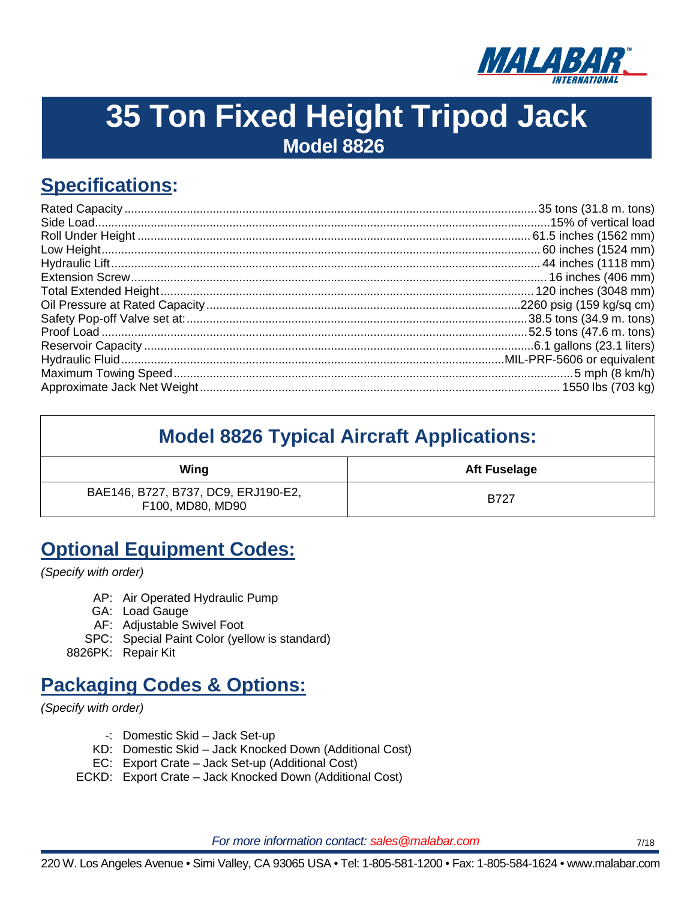# 35 Ton Fixed Height Tripod Jack

## Model 8826

## Specifications:

| Specification | Value |
|---|---|
| Rated Capacity | 35 tons (31.8 m. tons) |
| Side Load | 15% of vertical load |
| Roll Under Height | 61.5 inches (1562 mm) |
| Low Height | 60 inches (1524 mm) |
| Hydraulic Lift | 44 inches (1118 mm) |
| Extension Screw | 16 inches (406 mm) |
| Total Extended Height | 120 inches (3048 mm) |
| Oil Pressure at Rated Capacity | 2260 psig (159 kg/sq cm) |
| Safety Pop-off Valve set at: | 38.5 tons (34.9 m. tons) |
| Proof Load | 52.5 tons (47.6 m. tons) |
| Reservoir Capacity | 6.1 gallons (23.1 liters) |
| Hydraulic Fluid | MIL-PRF-5606 or equivalent |
| Maximum Towing Speed | 5 mph (8 km/h) |
| Approximate Jack Net Weight | 1550 lbs (703 kg) |

## Model 8826 Typical Aircraft Applications:

| Wing | Aft Fuselage |
|---|---|
| BAE146, B727, B737, DC9, ERJ190-E2, F100, MD80, MD90 | B727 |

## Optional Equipment Codes:

*(Specify with order)*

- AP: Air Operated Hydraulic Pump
- GA: Load Gauge
- AF: Adjustable Swivel Foot
- SPC: Special Paint Color (yellow is standard)
- 8826PK: Repair Kit

## Packaging Codes & Options:

*(Specify with order)*

- -: Domestic Skid – Jack Set-up
- KD: Domestic Skid – Jack Knocked Down (Additional Cost)
- EC: Export Crate – Jack Set-up (Additional Cost)
- ECKD: Export Crate – Jack Knocked Down (Additional Cost)

*For more information contact: sales@malabar.com*

220 W. Los Angeles Avenue • Simi Valley, CA 93065 USA • Tel: 1-805-581-1200 • Fax: 1-805-584-1624 • www.malabar.com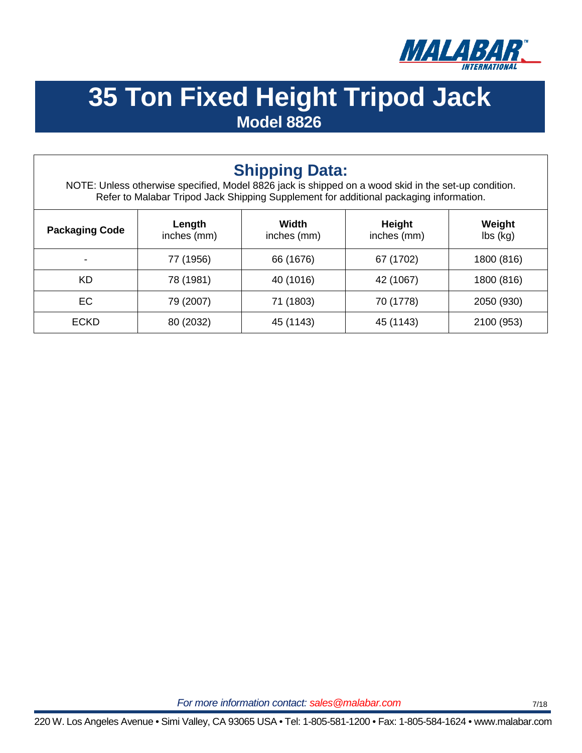# 35 Ton Fixed Height Tripod Jack

## Model 8826

## Shipping Data:

NOTE: Unless otherwise specified, Model 8826 jack is shipped on a wood skid in the set-up condition.
Refer to Malabar Tripod Jack Shipping Supplement for additional packaging information.

| Packaging Code | Length inches (mm) | Width inches (mm) | Height inches (mm) | Weight lbs (kg) |
|---|---|---|---|---|
| - | 77 (1956) | 66 (1676) | 67 (1702) | 1800 (816) |
| KD | 78 (1981) | 40 (1016) | 42 (1067) | 1800 (816) |
| EC | 79 (2007) | 71 (1803) | 70 (1778) | 2050 (930) |
| ECKD | 80 (2032) | 45 (1143) | 45 (1143) | 2100 (953) |

*For more information contact: sales@malabar.com*

220 W. Los Angeles Avenue • Simi Valley, CA 93065 USA • Tel: 1-805-581-1200 • Fax: 1-805-584-1624 • www.malabar.com